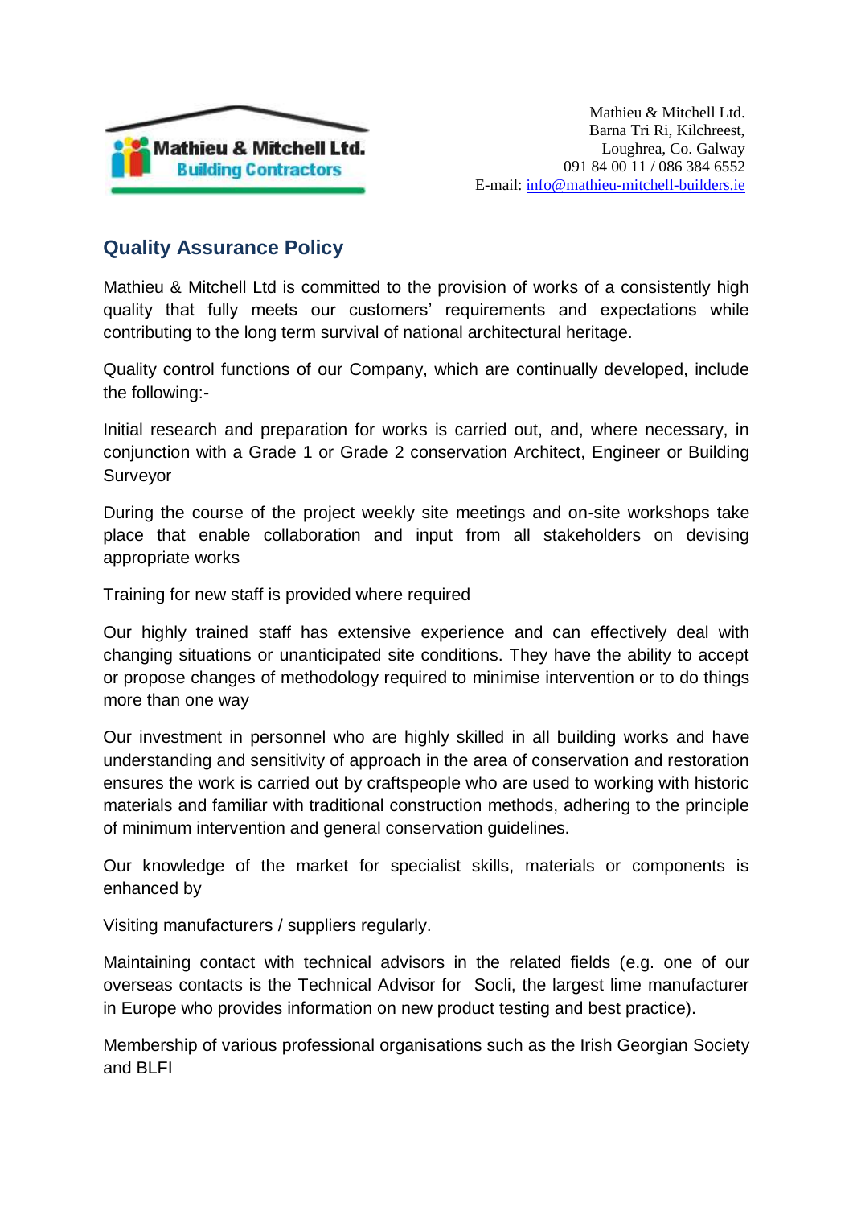Mathieu & Mitchell Ltd.
Building Contractors

Mathieu & Mitchell Ltd.
Barna Tri Ri, Kilchreest,
Loughrea, Co. Galway
091 84 00 11 / 086 384 6552
E-mail: info@mathieu-mitchell-builders.ie

## Quality Assurance Policy

Mathieu & Mitchell Ltd is committed to the provision of works of a consistently high quality that fully meets our customers' requirements and expectations while contributing to the long term survival of national architectural heritage.

Quality control functions of our Company, which are continually developed, include the following:-

Initial research and preparation for works is carried out, and, where necessary, in conjunction with a Grade 1 or Grade 2 conservation Architect, Engineer or Building Surveyor

During the course of the project weekly site meetings and on-site workshops take place that enable collaboration and input from all stakeholders on devising appropriate works

Training for new staff is provided where required

Our highly trained staff has extensive experience and can effectively deal with changing situations or unanticipated site conditions. They have the ability to accept or propose changes of methodology required to minimise intervention or to do things more than one way

Our investment in personnel who are highly skilled in all building works and have understanding and sensitivity of approach in the area of conservation and restoration ensures the work is carried out by craftspeople who are used to working with historic materials and familiar with traditional construction methods, adhering to the principle of minimum intervention and general conservation guidelines.

Our knowledge of the market for specialist skills, materials or components is enhanced by

Visiting manufacturers / suppliers regularly.

Maintaining contact with technical advisors in the related fields (e.g. one of our overseas contacts is the Technical Advisor for Socli, the largest lime manufacturer in Europe who provides information on new product testing and best practice).

Membership of various professional organisations such as the Irish Georgian Society and BLFI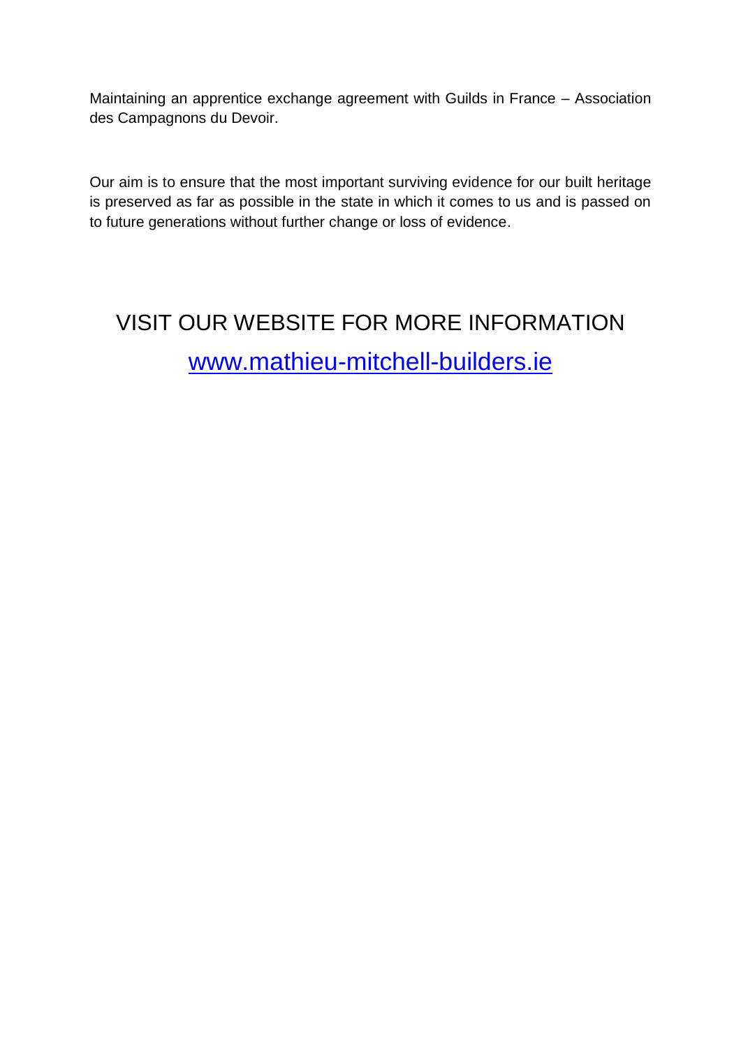Maintaining an apprentice exchange agreement with Guilds in France – Association des Campagnons du Devoir.

Our aim is to ensure that the most important surviving evidence for our built heritage is preserved as far as possible in the state in which it comes to us and is passed on to future generations without further change or loss of evidence.

## VISIT OUR WEBSITE FOR MORE INFORMATION

[www.mathieu-mitchell-builders.ie](http://www.mathieu-mitchell-builders.ie)